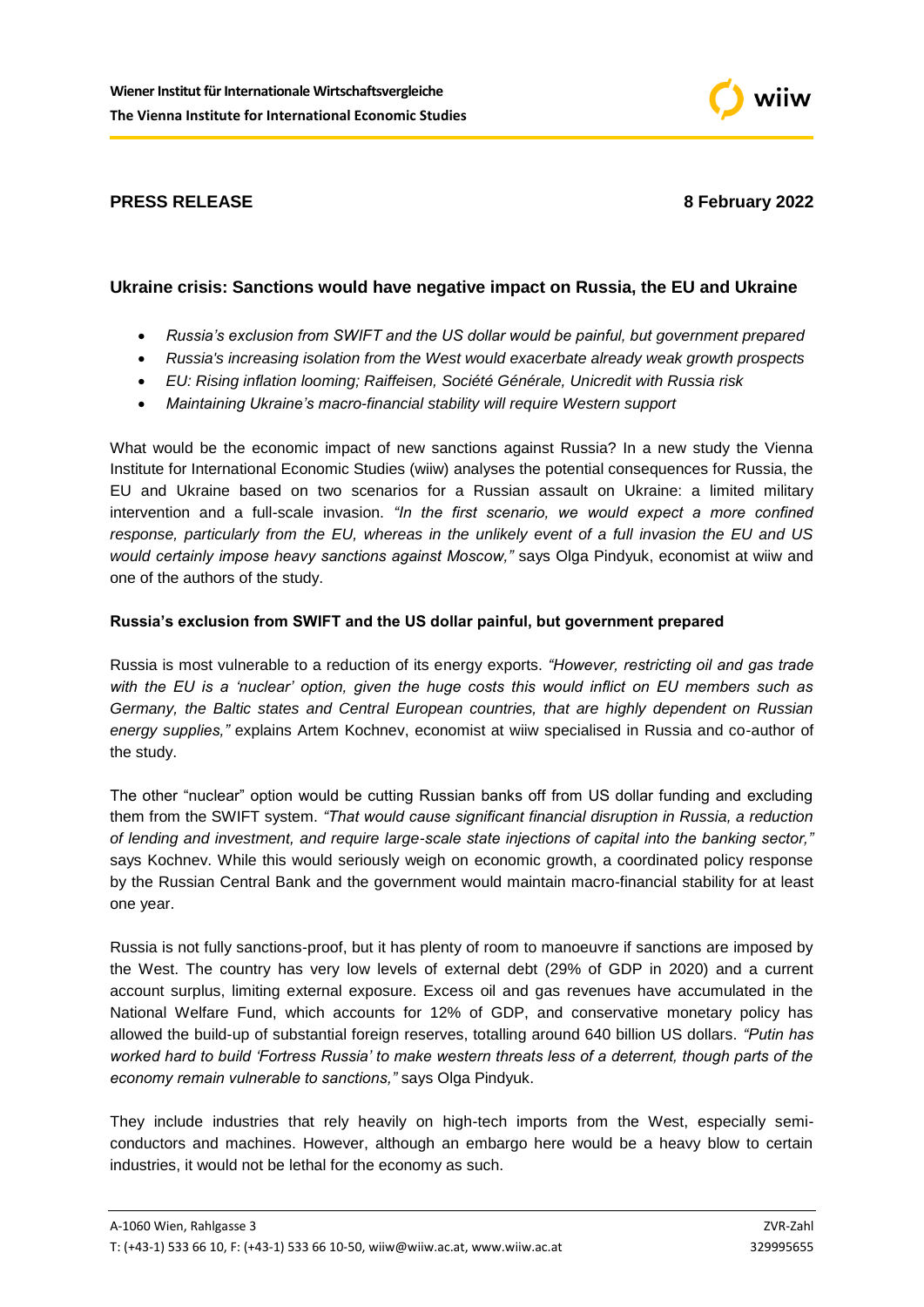**Wiener Institut für Internationale Wirtschaftsvergleiche**
**The Vienna Institute for International Economic Studies**

**PRESS RELEASE** **8 February 2022**

## Ukraine crisis: Sanctions would have negative impact on Russia, the EU and Ukraine

- *Russia's exclusion from SWIFT and the US dollar would be painful, but government prepared*
- *Russia's increasing isolation from the West would exacerbate already weak growth prospects*
- *EU: Rising inflation looming; Raiffeisen, Société Générale, Unicredit with Russia risk*
- *Maintaining Ukraine's macro-financial stability will require Western support*

What would be the economic impact of new sanctions against Russia? In a new study the Vienna Institute for International Economic Studies (wiiw) analyses the potential consequences for Russia, the EU and Ukraine based on two scenarios for a Russian assault on Ukraine: a limited military intervention and a full-scale invasion. *"In the first scenario, we would expect a more confined response, particularly from the EU, whereas in the unlikely event of a full invasion the EU and US would certainly impose heavy sanctions against Moscow,"* says Olga Pindyuk, economist at wiiw and one of the authors of the study.

### Russia's exclusion from SWIFT and the US dollar painful, but government prepared

Russia is most vulnerable to a reduction of its energy exports. *"However, restricting oil and gas trade with the EU is a 'nuclear' option, given the huge costs this would inflict on EU members such as Germany, the Baltic states and Central European countries, that are highly dependent on Russian energy supplies,"* explains Artem Kochnev, economist at wiiw specialised in Russia and co-author of the study.

The other "nuclear" option would be cutting Russian banks off from US dollar funding and excluding them from the SWIFT system. *"That would cause significant financial disruption in Russia, a reduction of lending and investment, and require large-scale state injections of capital into the banking sector,"* says Kochnev. While this would seriously weigh on economic growth, a coordinated policy response by the Russian Central Bank and the government would maintain macro-financial stability for at least one year.

Russia is not fully sanctions-proof, but it has plenty of room to manoeuvre if sanctions are imposed by the West. The country has very low levels of external debt (29% of GDP in 2020) and a current account surplus, limiting external exposure. Excess oil and gas revenues have accumulated in the National Welfare Fund, which accounts for 12% of GDP, and conservative monetary policy has allowed the build-up of substantial foreign reserves, totalling around 640 billion US dollars. *"Putin has worked hard to build 'Fortress Russia' to make western threats less of a deterrent, though parts of the economy remain vulnerable to sanctions,"* says Olga Pindyuk.

They include industries that rely heavily on high-tech imports from the West, especially semi-conductors and machines. However, although an embargo here would be a heavy blow to certain industries, it would not be lethal for the economy as such.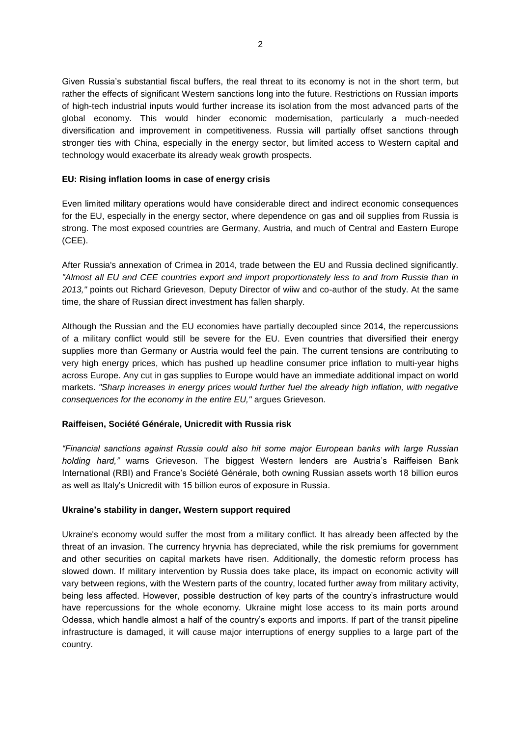Given Russia's substantial fiscal buffers, the real threat to its economy is not in the short term, but rather the effects of significant Western sanctions long into the future. Restrictions on Russian imports of high-tech industrial inputs would further increase its isolation from the most advanced parts of the global economy. This would hinder economic modernisation, particularly a much-needed diversification and improvement in competitiveness. Russia will partially offset sanctions through stronger ties with China, especially in the energy sector, but limited access to Western capital and technology would exacerbate its already weak growth prospects.

**EU: Rising inflation looms in case of energy crisis**

Even limited military operations would have considerable direct and indirect economic consequences for the EU, especially in the energy sector, where dependence on gas and oil supplies from Russia is strong. The most exposed countries are Germany, Austria, and much of Central and Eastern Europe (CEE).

After Russia's annexation of Crimea in 2014, trade between the EU and Russia declined significantly. *"Almost all EU and CEE countries export and import proportionately less to and from Russia than in 2013,"* points out Richard Grieveson, Deputy Director of wiiw and co-author of the study. At the same time, the share of Russian direct investment has fallen sharply.

Although the Russian and the EU economies have partially decoupled since 2014, the repercussions of a military conflict would still be severe for the EU. Even countries that diversified their energy supplies more than Germany or Austria would feel the pain. The current tensions are contributing to very high energy prices, which has pushed up headline consumer price inflation to multi-year highs across Europe. Any cut in gas supplies to Europe would have an immediate additional impact on world markets. *"Sharp increases in energy prices would further fuel the already high inflation, with negative consequences for the economy in the entire EU,"* argues Grieveson.

**Raiffeisen, Société Générale, Unicredit with Russia risk**

*"Financial sanctions against Russia could also hit some major European banks with large Russian holding hard,"* warns Grieveson. The biggest Western lenders are Austria's Raiffeisen Bank International (RBI) and France's Société Générale, both owning Russian assets worth 18 billion euros as well as Italy's Unicredit with 15 billion euros of exposure in Russia.

**Ukraine's stability in danger, Western support required**

Ukraine's economy would suffer the most from a military conflict. It has already been affected by the threat of an invasion. The currency hryvnia has depreciated, while the risk premiums for government and other securities on capital markets have risen. Additionally, the domestic reform process has slowed down. If military intervention by Russia does take place, its impact on economic activity will vary between regions, with the Western parts of the country, located further away from military activity, being less affected. However, possible destruction of key parts of the country's infrastructure would have repercussions for the whole economy. Ukraine might lose access to its main ports around Odessa, which handle almost a half of the country's exports and imports. If part of the transit pipeline infrastructure is damaged, it will cause major interruptions of energy supplies to a large part of the country.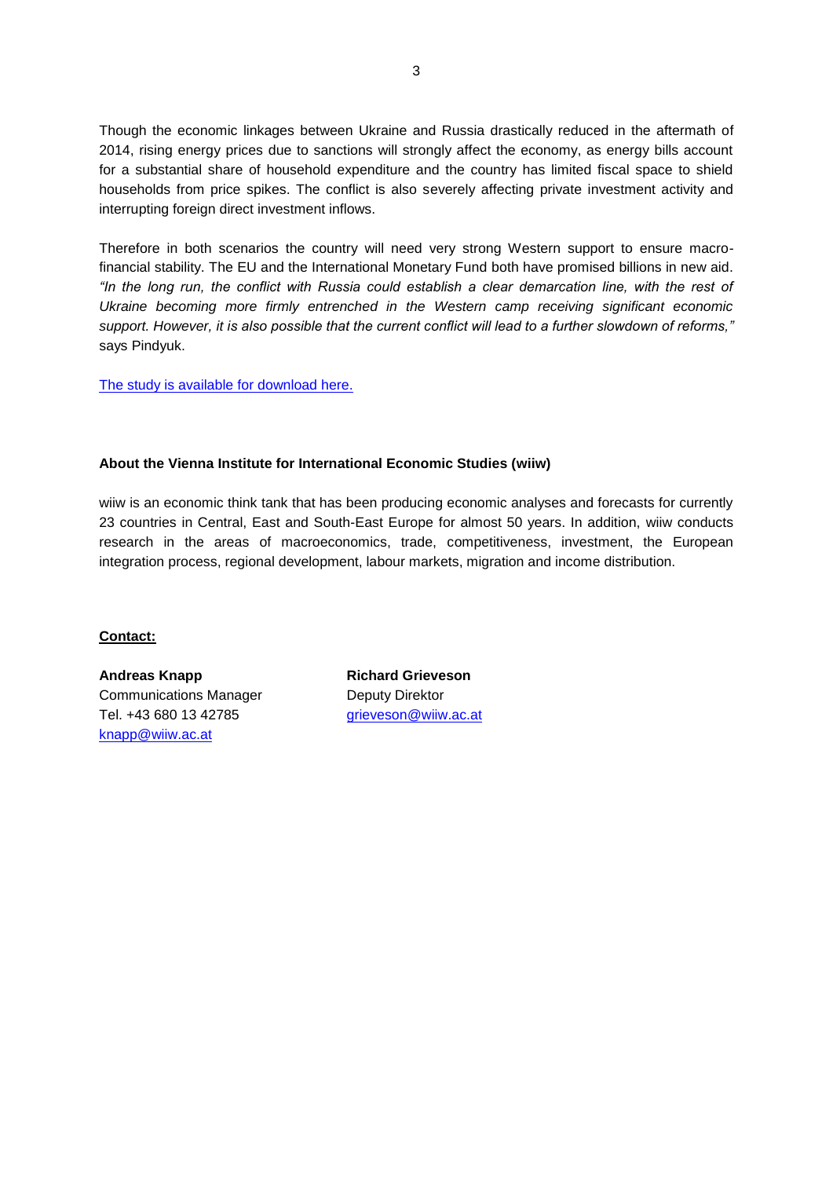Though the economic linkages between Ukraine and Russia drastically reduced in the aftermath of 2014, rising energy prices due to sanctions will strongly affect the economy, as energy bills account for a substantial share of household expenditure and the country has limited fiscal space to shield households from price spikes. The conflict is also severely affecting private investment activity and interrupting foreign direct investment inflows.

Therefore in both scenarios the country will need very strong Western support to ensure macro-financial stability. The EU and the International Monetary Fund both have promised billions in new aid. *"In the long run, the conflict with Russia could establish a clear demarcation line, with the rest of Ukraine becoming more firmly entrenched in the Western camp receiving significant economic support. However, it is also possible that the current conflict will lead to a further slowdown of reforms,"* says Pindyuk.

[The study is available for download here.]

### About the Vienna Institute for International Economic Studies (wiiw)

wiiw is an economic think tank that has been producing economic analyses and forecasts for currently 23 countries in Central, East and South-East Europe for almost 50 years. In addition, wiiw conducts research in the areas of macroeconomics, trade, competitiveness, investment, the European integration process, regional development, labour markets, migration and income distribution.

**Contact:**

**Andreas Knapp**
Communications Manager
Tel. +43 680 13 42785
knapp@wiiw.ac.at

**Richard Grieveson**
Deputy Direktor
grieveson@wiiw.ac.at